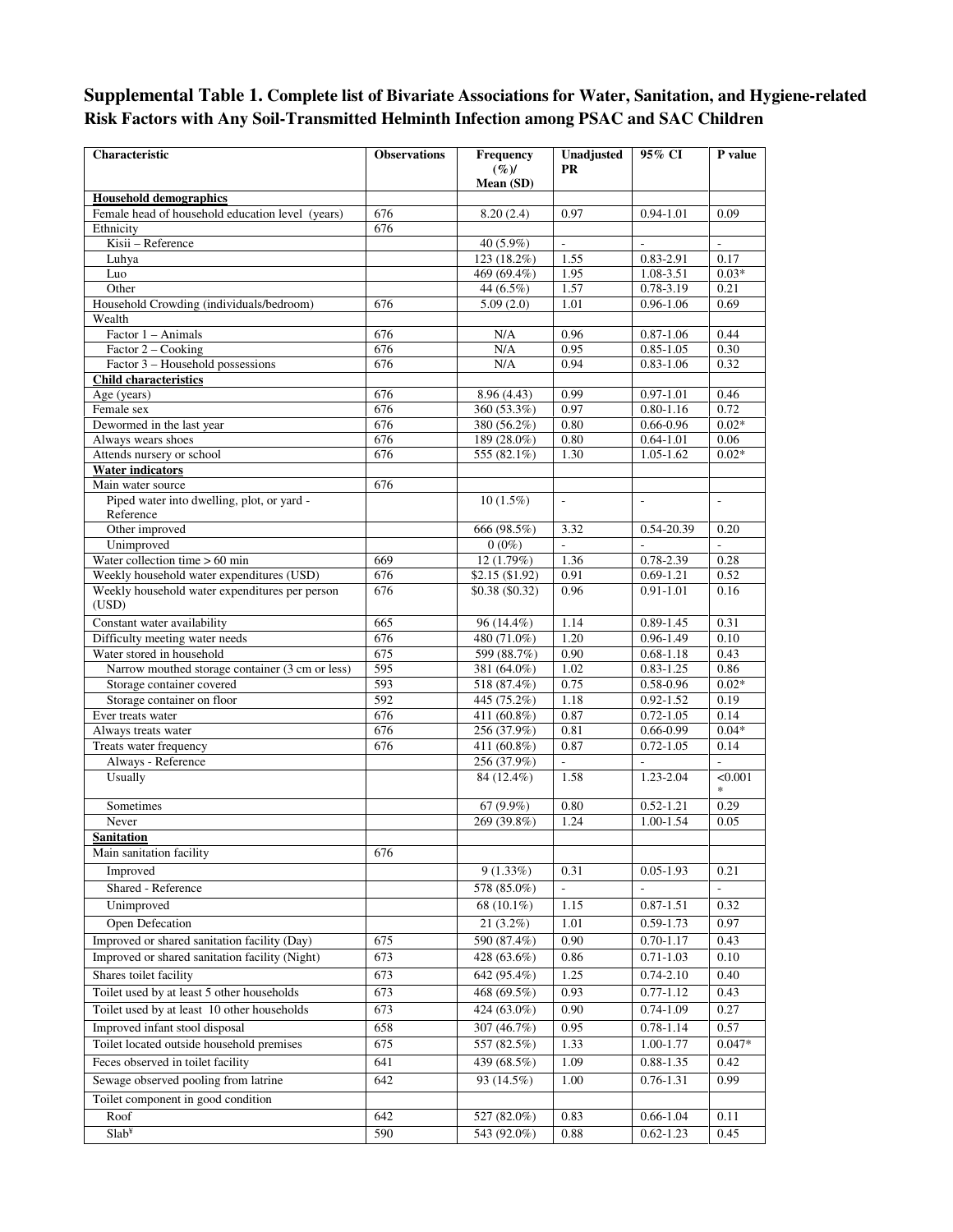**Supplemental Table 1. Complete list of Bivariate Associations for Water, Sanitation, and Hygiene-related Risk Factors with Any Soil-Transmitted Helminth Infection among PSAC and SAC Children**

| Characteristic | Observations | Frequency (%)/ Mean (SD) | Unadjusted PR | 95% CI | P value |
|---|---|---|---|---|---|
| **Household demographics** | | | | | |
| Female head of household education level (years) | 676 | 8.20 (2.4) | 0.97 | 0.94-1.01 | 0.09 |
| Ethnicity | 676 | | | | |
| Kisii – Reference | | 40 (5.9%) | - | - | - |
| Luhya | | 123 (18.2%) | 1.55 | 0.83-2.91 | 0.17 |
| Luo | | 469 (69.4%) | 1.95 | 1.08-3.51 | 0.03* |
| Other | | 44 (6.5%) | 1.57 | 0.78-3.19 | 0.21 |
| Household Crowding (individuals/bedroom) | 676 | 5.09 (2.0) | 1.01 | 0.96-1.06 | 0.69 |
| Wealth | | | | | |
| Factor 1 – Animals | 676 | N/A | 0.96 | 0.87-1.06 | 0.44 |
| Factor 2 – Cooking | 676 | N/A | 0.95 | 0.85-1.05 | 0.30 |
| Factor 3 – Household possessions | 676 | N/A | 0.94 | 0.83-1.06 | 0.32 |
| **Child characteristics** | | | | | |
| Age (years) | 676 | 8.96 (4.43) | 0.99 | 0.97-1.01 | 0.46 |
| Female sex | 676 | 360 (53.3%) | 0.97 | 0.80-1.16 | 0.72 |
| Dewormed in the last year | 676 | 380 (56.2%) | 0.80 | 0.66-0.96 | 0.02* |
| Always wears shoes | 676 | 189 (28.0%) | 0.80 | 0.64-1.01 | 0.06 |
| Attends nursery or school | 676 | 555 (82.1%) | 1.30 | 1.05-1.62 | 0.02* |
| **Water indicators** | | | | | |
| Main water source | 676 | | | | |
| Piped water into dwelling, plot, or yard - Reference | | 10 (1.5%) | - | - | - |
| Other improved | | 666 (98.5%) | 3.32 | 0.54-20.39 | 0.20 |
| Unimproved | | 0 (0%) | - | - | - |
| Water collection time > 60 min | 669 | 12 (1.79%) | 1.36 | 0.78-2.39 | 0.28 |
| Weekly household water expenditures (USD) | 676 | $2.15 ($1.92) | 0.91 | 0.69-1.21 | 0.52 |
| Weekly household water expenditures per person (USD) | 676 | $0.38 ($0.32) | 0.96 | 0.91-1.01 | 0.16 |
| Constant water availability | 665 | 96 (14.4%) | 1.14 | 0.89-1.45 | 0.31 |
| Difficulty meeting water needs | 676 | 480 (71.0%) | 1.20 | 0.96-1.49 | 0.10 |
| Water stored in household | 675 | 599 (88.7%) | 0.90 | 0.68-1.18 | 0.43 |
| Narrow mouthed storage container (3 cm or less) | 595 | 381 (64.0%) | 1.02 | 0.83-1.25 | 0.86 |
| Storage container covered | 593 | 518 (87.4%) | 0.75 | 0.58-0.96 | 0.02* |
| Storage container on floor | 592 | 445 (75.2%) | 1.18 | 0.92-1.52 | 0.19 |
| Ever treats water | 676 | 411 (60.8%) | 0.87 | 0.72-1.05 | 0.14 |
| Always treats water | 676 | 256 (37.9%) | 0.81 | 0.66-0.99 | 0.04* |
| Treats water frequency | 676 | 411 (60.8%) | 0.87 | 0.72-1.05 | 0.14 |
| Always - Reference | | 256 (37.9%) | - | - | - |
| Usually | | 84 (12.4%) | 1.58 | 1.23-2.04 | <0.001* |
| Sometimes | | 67 (9.9%) | 0.80 | 0.52-1.21 | 0.29 |
| Never | | 269 (39.8%) | 1.24 | 1.00-1.54 | 0.05 |
| **Sanitation** | | | | | |
| Main sanitation facility | 676 | | | | |
| Improved | | 9 (1.33%) | 0.31 | 0.05-1.93 | 0.21 |
| Shared - Reference | | 578 (85.0%) | - | - | - |
| Unimproved | | 68 (10.1%) | 1.15 | 0.87-1.51 | 0.32 |
| Open Defecation | | 21 (3.2%) | 1.01 | 0.59-1.73 | 0.97 |
| Improved or shared sanitation facility (Day) | 675 | 590 (87.4%) | 0.90 | 0.70-1.17 | 0.43 |
| Improved or shared sanitation facility (Night) | 673 | 428 (63.6%) | 0.86 | 0.71-1.03 | 0.10 |
| Shares toilet facility | 673 | 642 (95.4%) | 1.25 | 0.74-2.10 | 0.40 |
| Toilet used by at least 5 other households | 673 | 468 (69.5%) | 0.93 | 0.77-1.12 | 0.43 |
| Toilet used by at least 10 other households | 673 | 424 (63.0%) | 0.90 | 0.74-1.09 | 0.27 |
| Improved infant stool disposal | 658 | 307 (46.7%) | 0.95 | 0.78-1.14 | 0.57 |
| Toilet located outside household premises | 675 | 557 (82.5%) | 1.33 | 1.00-1.77 | 0.047* |
| Feces observed in toilet facility | 641 | 439 (68.5%) | 1.09 | 0.88-1.35 | 0.42 |
| Sewage observed pooling from latrine | 642 | 93 (14.5%) | 1.00 | 0.76-1.31 | 0.99 |
| Toilet component in good condition | | | | | |
| Roof | 642 | 527 (82.0%) | 0.83 | 0.66-1.04 | 0.11 |
| Slab[¥] | 590 | 543 (92.0%) | 0.88 | 0.62-1.23 | 0.45 |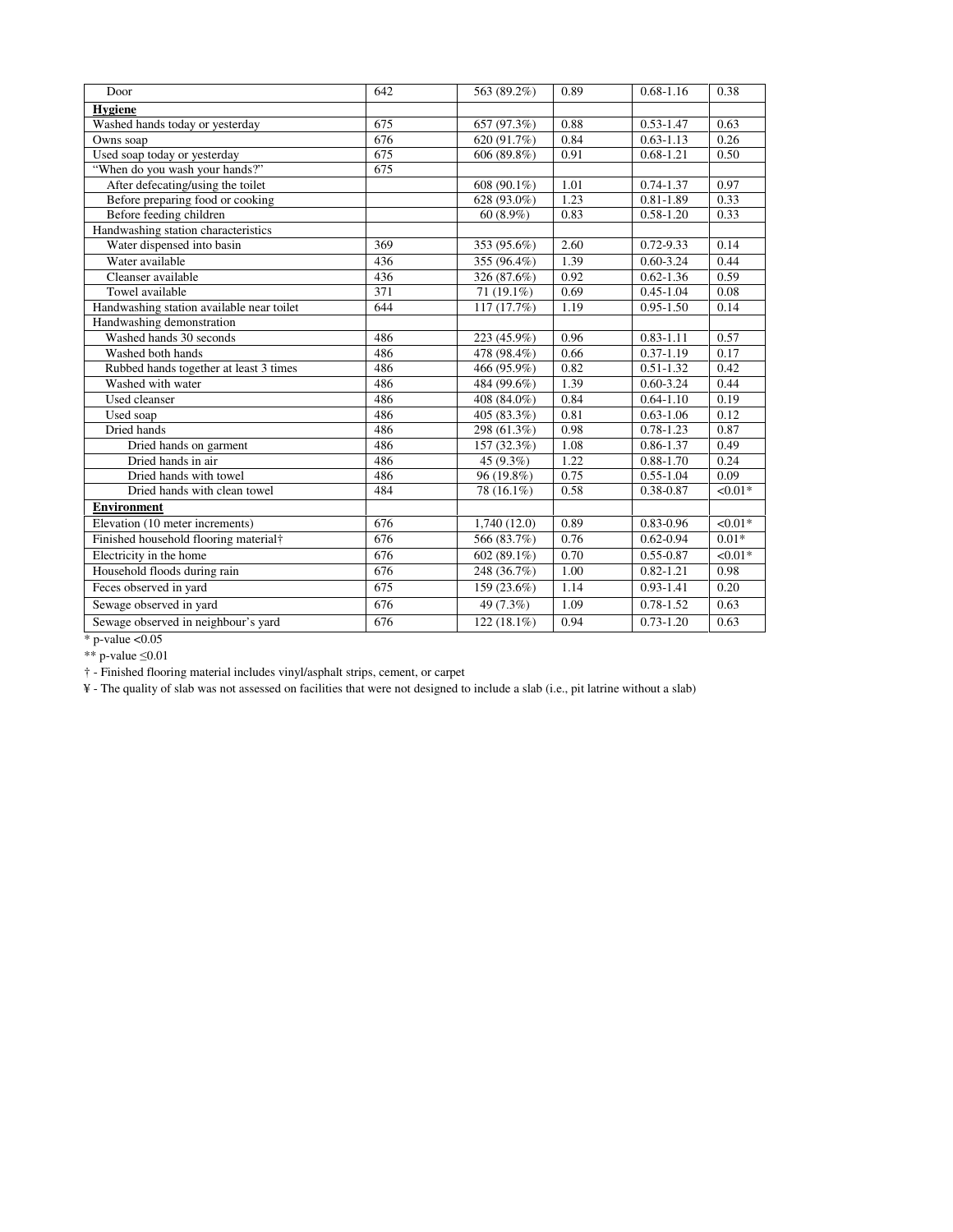| | | | | | |
|---|---|---|---|---|---|
| Door | 642 | 563 (89.2%) | 0.89 | 0.68-1.16 | 0.38 |
| **Hygiene** | | | | | |
| Washed hands today or yesterday | 675 | 657 (97.3%) | 0.88 | 0.53-1.47 | 0.63 |
| Owns soap | 676 | 620 (91.7%) | 0.84 | 0.63-1.13 | 0.26 |
| Used soap today or yesterday | 675 | 606 (89.8%) | 0.91 | 0.68-1.21 | 0.50 |
| "When do you wash your hands?" | 675 | | | | |
| After defecating/using the toilet | | 608 (90.1%) | 1.01 | 0.74-1.37 | 0.97 |
| Before preparing food or cooking | | 628 (93.0%) | 1.23 | 0.81-1.89 | 0.33 |
| Before feeding children | | 60 (8.9%) | 0.83 | 0.58-1.20 | 0.33 |
| Handwashing station characteristics | | | | | |
| Water dispensed into basin | 369 | 353 (95.6%) | 2.60 | 0.72-9.33 | 0.14 |
| Water available | 436 | 355 (96.4%) | 1.39 | 0.60-3.24 | 0.44 |
| Cleanser available | 436 | 326 (87.6%) | 0.92 | 0.62-1.36 | 0.59 |
| Towel available | 371 | 71 (19.1%) | 0.69 | 0.45-1.04 | 0.08 |
| Handwashing station available near toilet | 644 | 117 (17.7%) | 1.19 | 0.95-1.50 | 0.14 |
| Handwashing demonstration | | | | | |
| Washed hands 30 seconds | 486 | 223 (45.9%) | 0.96 | 0.83-1.11 | 0.57 |
| Washed both hands | 486 | 478 (98.4%) | 0.66 | 0.37-1.19 | 0.17 |
| Rubbed hands together at least 3 times | 486 | 466 (95.9%) | 0.82 | 0.51-1.32 | 0.42 |
| Washed with water | 486 | 484 (99.6%) | 1.39 | 0.60-3.24 | 0.44 |
| Used cleanser | 486 | 408 (84.0%) | 0.84 | 0.64-1.10 | 0.19 |
| Used soap | 486 | 405 (83.3%) | 0.81 | 0.63-1.06 | 0.12 |
| Dried hands | 486 | 298 (61.3%) | 0.98 | 0.78-1.23 | 0.87 |
| Dried hands on garment | 486 | 157 (32.3%) | 1.08 | 0.86-1.37 | 0.49 |
| Dried hands in air | 486 | 45 (9.3%) | 1.22 | 0.88-1.70 | 0.24 |
| Dried hands with towel | 486 | 96 (19.8%) | 0.75 | 0.55-1.04 | 0.09 |
| Dried hands with clean towel | 484 | 78 (16.1%) | 0.58 | 0.38-0.87 | <0.01* |
| **Environment** | | | | | |
| Elevation (10 meter increments) | 676 | 1,740 (12.0) | 0.89 | 0.83-0.96 | <0.01* |
| Finished household flooring material† | 676 | 566 (83.7%) | 0.76 | 0.62-0.94 | 0.01* |
| Electricity in the home | 676 | 602 (89.1%) | 0.70 | 0.55-0.87 | <0.01* |
| Household floods during rain | 676 | 248 (36.7%) | 1.00 | 0.82-1.21 | 0.98 |
| Feces observed in yard | 675 | 159 (23.6%) | 1.14 | 0.93-1.41 | 0.20 |
| Sewage observed in yard | 676 | 49 (7.3%) | 1.09 | 0.78-1.52 | 0.63 |
| Sewage observed in neighbour's yard | 676 | 122 (18.1%) | 0.94 | 0.73-1.20 | 0.63 |

\* p-value <0.05

\*\* p-value ≤0.01

† - Finished flooring material includes vinyl/asphalt strips, cement, or carpet

¥ - The quality of slab was not assessed on facilities that were not designed to include a slab (i.e., pit latrine without a slab)